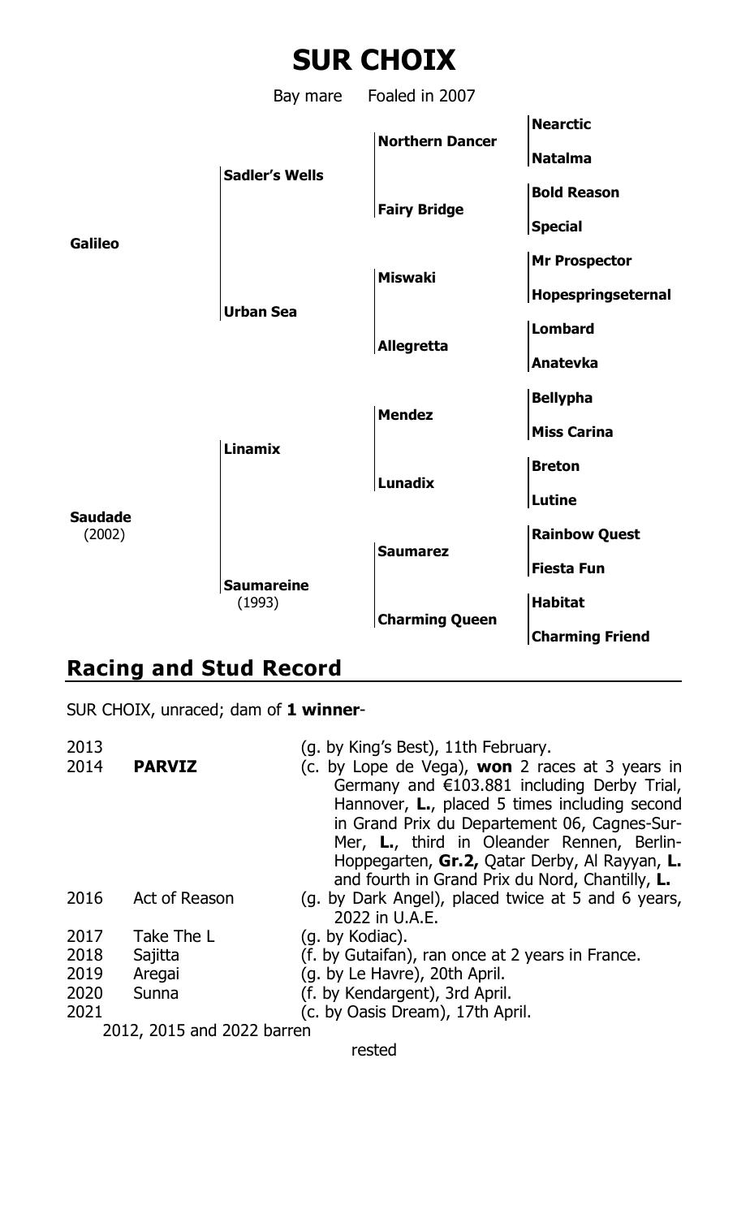# SUR CHOIX

Bay mare Foaled in 2007

| | | | |
|---|---|---|---|
| **Galileo** | **Sadler's Wells** | **Northern Dancer** | **Nearctic** |
| | | | **Natalma** |
| | | **Fairy Bridge** | **Bold Reason** |
| | | | **Special** |
| | **Urban Sea** | **Miswaki** | **Mr Prospector** |
| | | | **Hopespringseternal** |
| | | **Allegretta** | **Lombard** |
| | | | **Anatevka** |
| **Saudade** (2002) | **Linamix** | **Mendez** | **Bellypha** |
| | | | **Miss Carina** |
| | | **Lunadix** | **Breton** |
| | | | **Lutine** |
| | **Saumareine** (1993) | **Saumarez** | **Rainbow Quest** |
| | | | **Fiesta Fun** |
| | | **Charming Queen** | **Habitat** |
| | | | **Charming Friend** |

## Racing and Stud Record

SUR CHOIX, unraced; dam of **1 winner**-

| | | |
|---|---|---|
| 2013 | | (g. by King's Best), 11th February. |
| 2014 | **PARVIZ** | (c. by Lope de Vega), **won** 2 races at 3 years in Germany and €103.881 including Derby Trial, Hannover, **L.**, placed 5 times including second in Grand Prix du Departement 06, Cagnes-Sur-Mer, **L.**, third in Oleander Rennen, Berlin-Hoppegarten, **Gr.2,** Qatar Derby, Al Rayyan, **L.** and fourth in Grand Prix du Nord, Chantilly, **L.** |
| 2016 | Act of Reason | (g. by Dark Angel), placed twice at 5 and 6 years, 2022 in U.A.E. |
| 2017 | Take The L | (g. by Kodiac). |
| 2018 | Sajitta | (f. by Gutaifan), ran once at 2 years in France. |
| 2019 | Aregai | (g. by Le Havre), 20th April. |
| 2020 | Sunna | (f. by Kendargent), 3rd April. |
| 2021 | | (c. by Oasis Dream), 17th April. |

2012, 2015 and 2022 barren

rested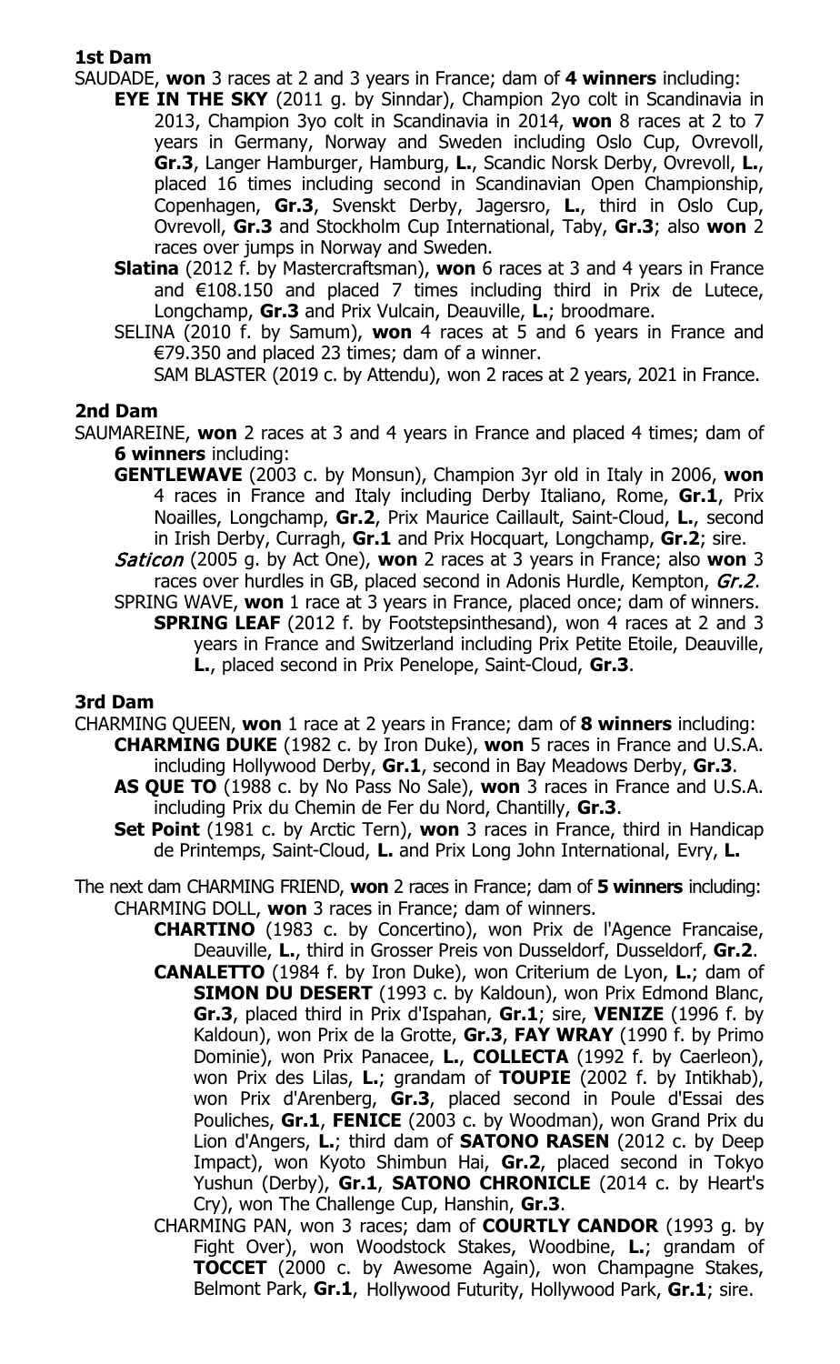## 1st Dam

SAUDADE, **won** 3 races at 2 and 3 years in France; dam of **4 winners** including:

- **EYE IN THE SKY** (2011 g. by Sinndar), Champion 2yo colt in Scandinavia in 2013, Champion 3yo colt in Scandinavia in 2014, **won** 8 races at 2 to 7 years in Germany, Norway and Sweden including Oslo Cup, Ovrevoll, **Gr.3**, Langer Hamburger, Hamburg, **L.**, Scandic Norsk Derby, Ovrevoll, **L.**, placed 16 times including second in Scandinavian Open Championship, Copenhagen, **Gr.3**, Svenskt Derby, Jagersro, **L.**, third in Oslo Cup, Ovrevoll, **Gr.3** and Stockholm Cup International, Taby, **Gr.3**; also **won** 2 races over jumps in Norway and Sweden.
- **Slatina** (2012 f. by Mastercraftsman), **won** 6 races at 3 and 4 years in France and €108.150 and placed 7 times including third in Prix de Lutece, Longchamp, **Gr.3** and Prix Vulcain, Deauville, **L.**; broodmare.
- SELINA (2010 f. by Samum), **won** 4 races at 5 and 6 years in France and €79.350 and placed 23 times; dam of a winner.
  - SAM BLASTER (2019 c. by Attendu), won 2 races at 2 years, 2021 in France.

## 2nd Dam

SAUMAREINE, **won** 2 races at 3 and 4 years in France and placed 4 times; dam of **6 winners** including:

- **GENTLEWAVE** (2003 c. by Monsun), Champion 3yr old in Italy in 2006, **won** 4 races in France and Italy including Derby Italiano, Rome, **Gr.1**, Prix Noailles, Longchamp, **Gr.2**, Prix Maurice Caillault, Saint-Cloud, **L.**, second in Irish Derby, Curragh, **Gr.1** and Prix Hocquart, Longchamp, **Gr.2**; sire.
- *Saticon* (2005 g. by Act One), **won** 2 races at 3 years in France; also **won** 3 races over hurdles in GB, placed second in Adonis Hurdle, Kempton, *Gr.2*.
- SPRING WAVE, **won** 1 race at 3 years in France, placed once; dam of winners.
  - **SPRING LEAF** (2012 f. by Footstepsinthesand), won 4 races at 2 and 3 years in France and Switzerland including Prix Petite Etoile, Deauville, **L.**, placed second in Prix Penelope, Saint-Cloud, **Gr.3**.

## 3rd Dam

CHARMING QUEEN, **won** 1 race at 2 years in France; dam of **8 winners** including:

- **CHARMING DUKE** (1982 c. by Iron Duke), **won** 5 races in France and U.S.A. including Hollywood Derby, **Gr.1**, second in Bay Meadows Derby, **Gr.3**.
- **AS QUE TO** (1988 c. by No Pass No Sale), **won** 3 races in France and U.S.A. including Prix du Chemin de Fer du Nord, Chantilly, **Gr.3**.
- **Set Point** (1981 c. by Arctic Tern), **won** 3 races in France, third in Handicap de Printemps, Saint-Cloud, **L.** and Prix Long John International, Evry, **L.**

The next dam CHARMING FRIEND, **won** 2 races in France; dam of **5 winners** including:

- CHARMING DOLL, **won** 3 races in France; dam of winners.
  - **CHARTINO** (1983 c. by Concertino), won Prix de l'Agence Francaise, Deauville, **L.**, third in Grosser Preis von Dusseldorf, Dusseldorf, **Gr.2**.
  - **CANALETTO** (1984 f. by Iron Duke), won Criterium de Lyon, **L.**; dam of **SIMON DU DESERT** (1993 c. by Kaldoun), won Prix Edmond Blanc, **Gr.3**, placed third in Prix d'Ispahan, **Gr.1**; sire, **VENIZE** (1996 f. by Kaldoun), won Prix de la Grotte, **Gr.3**, **FAY WRAY** (1990 f. by Primo Dominie), won Prix Panacee, **L.**, **COLLECTA** (1992 f. by Caerleon), won Prix des Lilas, **L.**; grandam of **TOUPIE** (2002 f. by Intikhab), won Prix d'Arenberg, **Gr.3**, placed second in Poule d'Essai des Pouliches, **Gr.1**, **FENICE** (2003 c. by Woodman), won Grand Prix du Lion d'Angers, **L.**; third dam of **SATONO RASEN** (2012 c. by Deep Impact), won Kyoto Shimbun Hai, **Gr.2**, placed second in Tokyo Yushun (Derby), **Gr.1**, **SATONO CHRONICLE** (2014 c. by Heart's Cry), won The Challenge Cup, Hanshin, **Gr.3**.
- CHARMING PAN, won 3 races; dam of **COURTLY CANDOR** (1993 g. by Fight Over), won Woodstock Stakes, Woodbine, **L.**; grandam of **TOCCET** (2000 c. by Awesome Again), won Champagne Stakes, Belmont Park, **Gr.1**, Hollywood Futurity, Hollywood Park, **Gr.1**; sire.